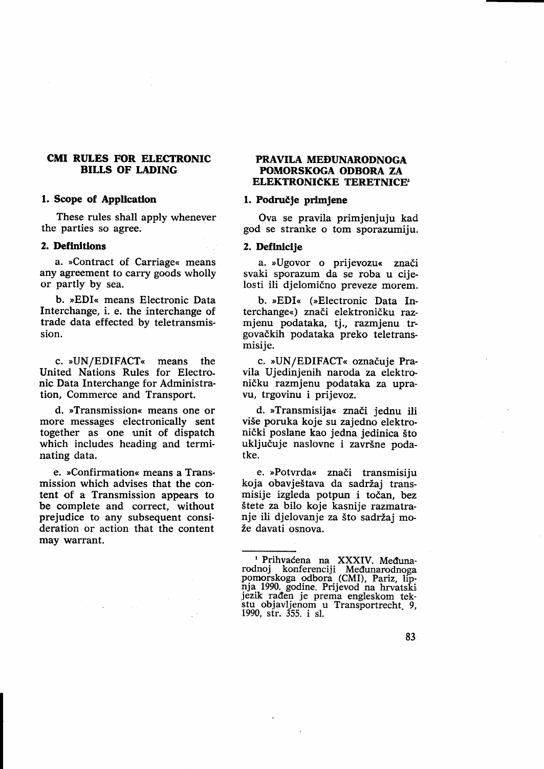## CMI RULES FOR ELECTRONIC BILLS OF LADING

### 1. Scope of Application

These rules shall apply whenever the parties so agree.

### 2. Definitions

a. »Contract of Carriage« means any agreement to carry goods wholly or partly by sea.

b. »EDI« means Electronic Data Interchange, i. e. the interchange of trade data effected by teletransmission.

c. »UN/EDIFACT« means the United Nations Rules for Electronic Data Interchange for Administration, Commerce and Transport.

d. »Transmission« means one or more messages electronically sent together as one unit of dispatch which includes heading and terminating data.

e. »Confirmation« means a Transmission which advises that the content of a Transmission appears to be complete and correct, without prejudice to any subsequent consideration or action that the content may warrant.

## PRAVILA MEĐUNARODNOGA POMORSKOGA ODBORA ZA ELEKTRONIČKE TERETNICE[1]

### 1. Područje primjene

Ova se pravila primjenjuju kad god se stranke o tom sporazumiju.

### 2. Definicije

a. »Ugovor o prijevozu« znači svaki sporazum da se roba u cijelosti ili djelomično preveze morem.

b. »EDI« (»Electronic Data Interchange«) znači elektroničku razmjenu podataka, tj., razmjenu trgovačkih podataka preko teletransmisije.

c. »UN/EDIFACT« označuje Pravila Ujedinjenih naroda za elektroničku razmjenu podataka za upravu, trgovinu i prijevoz.

d. »Transmisija« znači jednu ili više poruka koje su zajedno elektronički poslane kao jedna jedinica što uključuje naslovne i završne podatke.

e. »Potvrda« znači transmisiju koja obavještava da sadržaj transmisije izgleda potpun i točan, bez štete za bilo koje kasnije razmatranje ili djelovanje za što sadržaj može davati osnova.

---

[1] Prihvaćena na XXXIV. Međunarodnoj konferenciji Međunarodnoga pomorskoga odbora (CMI), Pariz, lipnja 1990. godine. Prijevod na hrvatski jezik rađen je prema engleskom tekstu objavljenom u Transportrecht, 9, 1990, str. 355. i sl.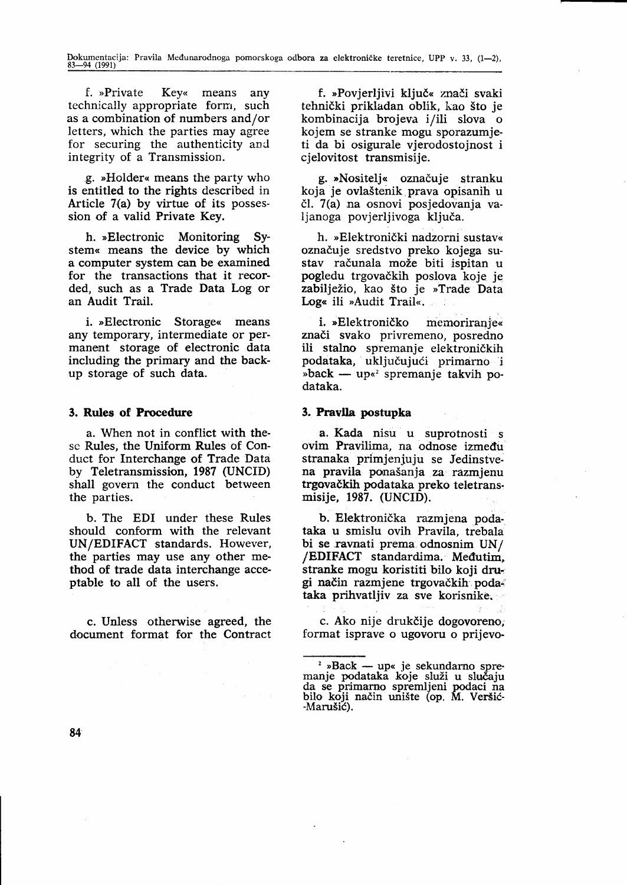f. »Private Key« means any technically appropriate form, such as a combination of numbers and/or letters, which the parties may agree for securing the authenticity and integrity of a Transmission.

g. »Holder« means the party who is entitled to the rights described in Article 7(a) by virtue of its possession of a valid Private Key.

h. »Electronic Monitoring System« means the device by which a computer system can be examined for the transactions that it recorded, such as a Trade Data Log or an Audit Trail.

i. »Electronic Storage« means any temporary, intermediate or permanent storage of electronic data including the primary and the backup storage of such data.

### 3. Rules of Procedure

a. When not in conflict with these Rules, the Uniform Rules of Conduct for Interchange of Trade Data by Teletransmission, 1987 (UNCID) shall govern the conduct between the parties.

b. The EDI under these Rules should conform with the relevant UN/EDIFACT standards. However, the parties may use any other method of trade data interchange acceptable to all of the users.

c. Unless otherwise agreed, the document format for the Contract

f. »Povjerljivi ključ« znači svaki tehnički prikladan oblik, kao što je kombinacija brojeva i/ili slova o kojem se stranke mogu sporazumjeti da bi osigurale vjerodostojnost i cjelovitost transmisije.

g. »Nositelj« označuje stranku koja je ovlaštenik prava opisanih u čl. 7(a) na osnovi posjedovanja valjanoga povjerljivoga ključa.

h. »Elektronički nadzorni sustav« označuje sredstvo preko kojega sustav računala može biti ispitan u pogledu trgovačkih poslova koje je zabilježio, kao što je »Trade Data Log« ili »Audit Trail«.

i. »Elektroničko memoriranje« znači svako privremeno, posredno ili stalno spremanje elektroničkih podataka, uključujući primarno i »back — up«[2] spremanje takvih podataka.

### 3. Pravila postupka

a. Kada nisu u suprotnosti s ovim Pravilima, na odnose između stranaka primjenjuju se Jedinstvena pravila ponašanja za razmjenu trgovačkih podataka preko teletransmisije, 1987. (UNCID).

b. Elektronička razmjena podataka u smislu ovih Pravila, trebala bi se ravnati prema odnosnim UN/EDIFACT standardima. Međutim, stranke mogu koristiti bilo koji drugi način razmjene trgovačkih podataka prihvatljiv za sve korisnike.

c. Ako nije drukčije dogovoreno, format isprave o ugovoru o prijevo-

---

[2] »Back — up« je sekundarno spremanje podataka koje služi u slučaju da se primarno spremljeni podaci na bilo koji način unište (op. M. Veršić-Marušić).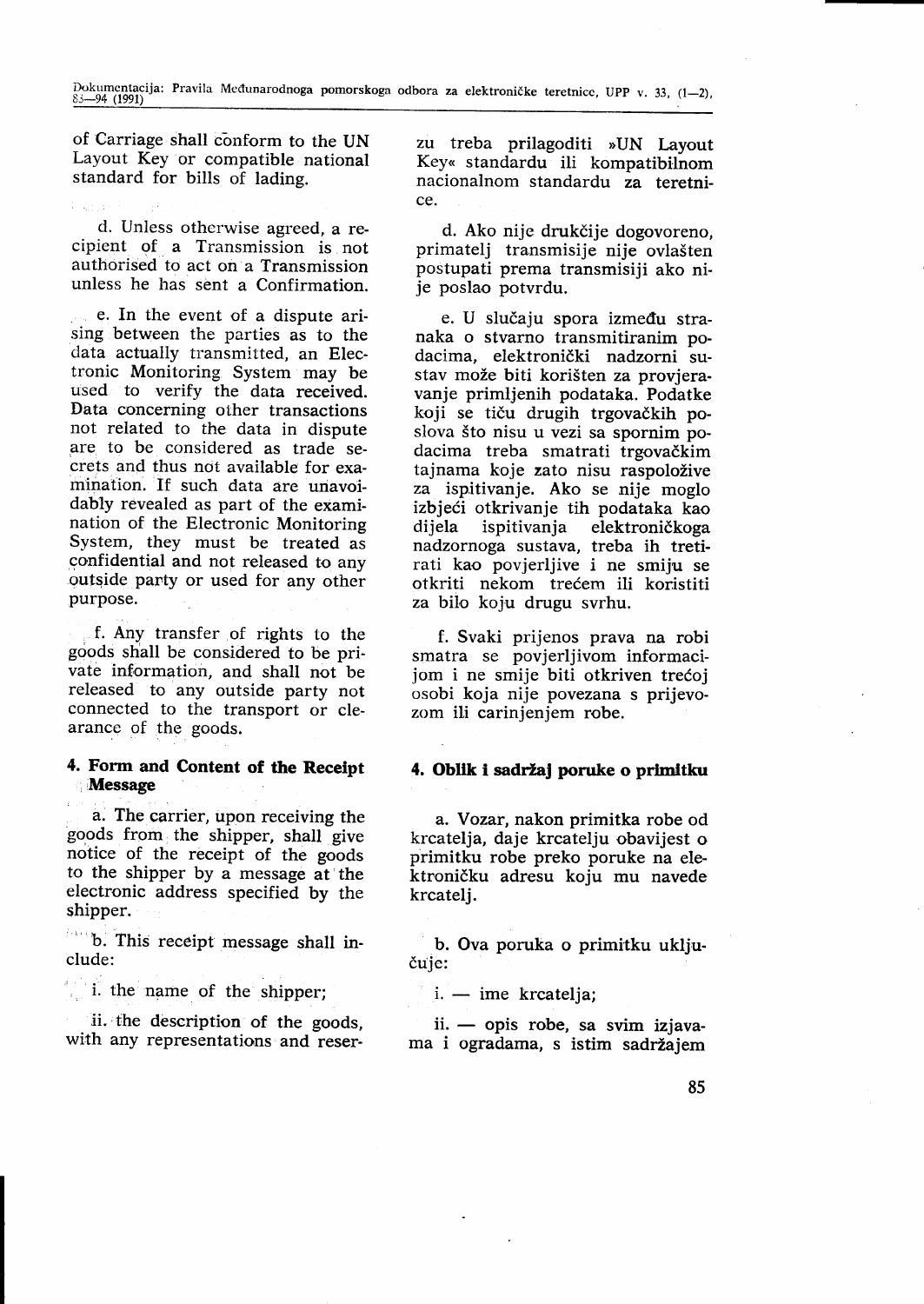of Carriage shall conform to the UN Layout Key or compatible national standard for bills of lading.

d. Unless otherwise agreed, a recipient of a Transmission is not authorised to act on a Transmission unless he has sent a Confirmation.

e. In the event of a dispute arising between the parties as to the data actually transmitted, an Electronic Monitoring System may be used to verify the data received. Data concerning other transactions not related to the data in dispute are to be considered as trade secrets and thus not available for examination. If such data are unavoidably revealed as part of the examination of the Electronic Monitoring System, they must be treated as confidential and not released to any outside party or used for any other purpose.

f. Any transfer of rights to the goods shall be considered to be private information, and shall not be released to any outside party not connected to the transport or clearance of the goods.

#### 4. Form and Content of the Receipt Message

a. The carrier, upon receiving the goods from the shipper, shall give notice of the receipt of the goods to the shipper by a message at the electronic address specified by the shipper.

b. This receipt message shall include:

i. the name of the shipper;

ii. the description of the goods, with any representations and reser-

zu treba prilagoditi »UN Layout Key« standardu ili kompatibilnom nacionalnom standardu za teretnice.

d. Ako nije drukčije dogovoreno, primatelj transmisije nije ovlašten postupati prema transmisiji ako nije poslao potvrdu.

e. U slučaju spora između stranaka o stvarno transmitiranim podacima, elektronički nadzorni sustav može biti korišten za provjeravanje primljenih podataka. Podatke koji se tiču drugih trgovačkih poslova što nisu u vezi sa spornim podacima treba smatrati trgovačkim tajnama koje zato nisu raspoložive za ispitivanje. Ako se nije moglo izbjeći otkrivanje tih podataka kao dijela ispitivanja elektroničkoga nadzornoga sustava, treba ih tretirati kao povjerljive i ne smiju se otkriti nekom trećem ili koristiti za bilo koju drugu svrhu.

f. Svaki prijenos prava na robi smatra se povjerljivom informacijom i ne smije biti otkriven trećoj osobi koja nije povezana s prijevozom ili carinjenjem robe.

#### 4. Oblik i sadržaj poruke o primitku

a. Vozar, nakon primitka robe od krcatelja, daje krcatelju obavijest o primitku robe preko poruke na elektroničku adresu koju mu navede krcatelj.

b. Ova poruka o primitku uključuje:

i. — ime krcatelja;

ii. — opis robe, sa svim izjavama i ogradama, s istim sadržajem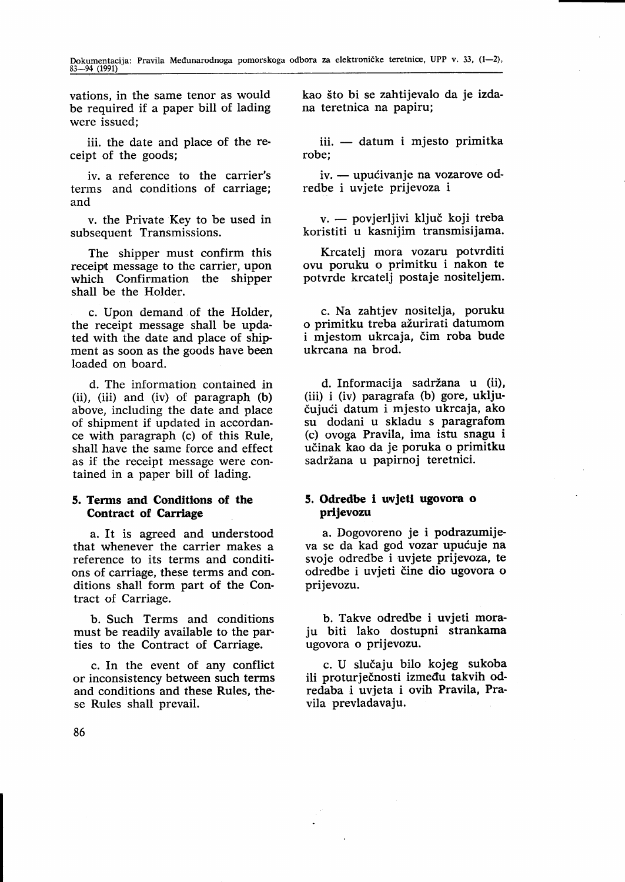vations, in the same tenor as would be required if a paper bill of lading were issued;

iii. the date and place of the receipt of the goods;

iv. a reference to the carrier's terms and conditions of carriage; and

v. the Private Key to be used in subsequent Transmissions.

The shipper must confirm this receipt message to the carrier, upon which Confirmation the shipper shall be the Holder.

c. Upon demand of the Holder, the receipt message shall be updated with the date and place of shipment as soon as the goods have been loaded on board.

d. The information contained in (ii), (iii) and (iv) of paragraph (b) above, including the date and place of shipment if updated in accordance with paragraph (c) of this Rule, shall have the same force and effect as if the receipt message were contained in a paper bill of lading.

### 5. Terms and Conditions of the Contract of Carriage

a. It is agreed and understood that whenever the carrier makes a reference to its terms and conditions of carriage, these terms and conditions shall form part of the Contract of Carriage.

b. Such Terms and conditions must be readily available to the parties to the Contract of Carriage.

c. In the event of any conflict or inconsistency between such terms and conditions and these Rules, these Rules shall prevail.

kao što bi se zahtijevalo da je izdana teretnica na papiru;

iii. — datum i mjesto primitka robe;

iv. — upućivanje na vozarove odredbe i uvjete prijevoza i

v. — povjerljivi ključ koji treba koristiti u kasnijim transmisijama.

Krcatelj mora vozaru potvrditi ovu poruku o primitku i nakon te potvrde krcatelj postaje nositeljem.

c. Na zahtjev nositelja, poruku o primitku treba ažurirati datumom i mjestom ukrcaja, čim roba bude ukrcana na brod.

d. Informacija sadržana u (ii), (iii) i (iv) paragrafa (b) gore, uključujući datum i mjesto ukrcaja, ako su dodani u skladu s paragrafom (c) ovoga Pravila, ima istu snagu i učinak kao da je poruka o primitku sadržana u papirnoj teretnici.

### 5. Odredbe i uvjeti ugovora o prijevozu

a. Dogovoreno je i podrazumijeva se da kad god vozar upućuje na svoje odredbe i uvjete prijevoza, te odredbe i uvjeti čine dio ugovora o prijevozu.

b. Takve odredbe i uvjeti moraju biti lako dostupni strankama ugovora o prijevozu.

c. U slučaju bilo kojeg sukoba ili proturječnosti između takvih odredaba i uvjeta i ovih Pravila, Pravila prevladavaju.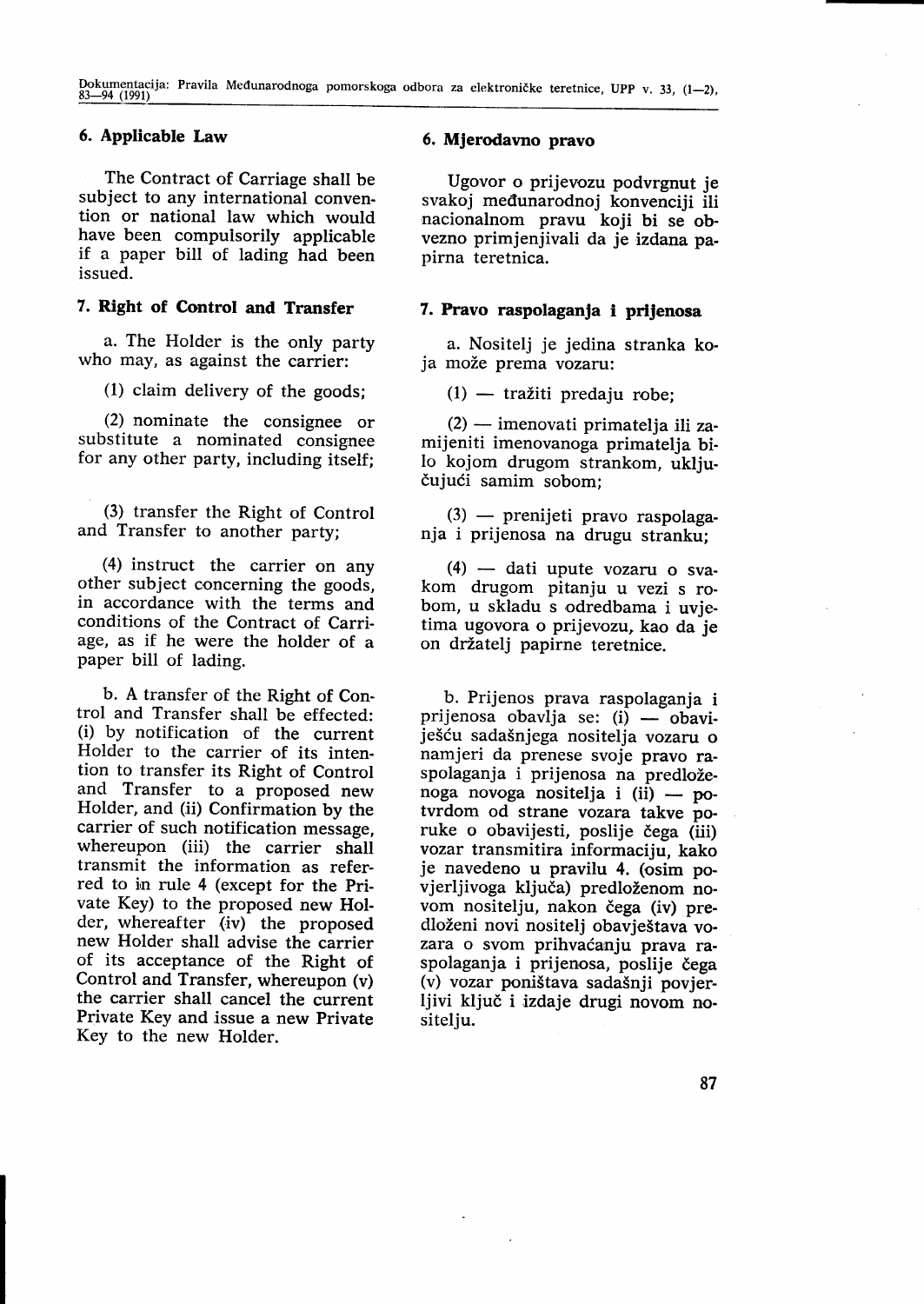### 6. Applicable Law

The Contract of Carriage shall be subject to any international convention or national law which would have been compulsorily applicable if a paper bill of lading had been issued.

### 7. Right of Control and Transfer

a. The Holder is the only party who may, as against the carrier:

(1) claim delivery of the goods;

(2) nominate the consignee or substitute a nominated consignee for any other party, including itself;

(3) transfer the Right of Control and Transfer to another party;

(4) instruct the carrier on any other subject concerning the goods, in accordance with the terms and conditions of the Contract of Carriage, as if he were the holder of a paper bill of lading.

b. A transfer of the Right of Control and Transfer shall be effected: (i) by notification of the current Holder to the carrier of its intention to transfer its Right of Control and Transfer to a proposed new Holder, and (ii) Confirmation by the carrier of such notification message, whereupon (iii) the carrier shall transmit the information as referred to in rule 4 (except for the Private Key) to the proposed new Holder, whereafter (iv) the proposed new Holder shall advise the carrier of its acceptance of the Right of Control and Transfer, whereupon (v) the carrier shall cancel the current Private Key and issue a new Private Key to the new Holder.

### 6. Mjerodavno pravo

Ugovor o prijevozu podvrgnut je svakoj međunarodnoj konvenciji ili nacionalnom pravu koji bi se obvezno primjenjivali da je izdana papirna teretnica.

### 7. Pravo raspolaganja i prijenosa

a. Nositelj je jedina stranka koja može prema vozaru:

(1) — tražiti predaju robe;

(2) — imenovati primatelja ili zamijeniti imenovanoga primatelja bilo kojom drugom strankom, uključujući samim sobom;

(3) — prenijeti pravo raspolaganja i prijenosa na drugu stranku;

(4) — dati upute vozaru o svakom drugom pitanju u vezi s robom, u skladu s odredbama i uvjetima ugovora o prijevozu, kao da je on držatelj papirne teretnice.

b. Prijenos prava raspolaganja i prijenosa obavlja se: (i) — obaviješću sadašnjega nositelja vozaru o namjeri da prenese svoje pravo raspolaganja i prijenosa na predloženoga novoga nositelja i (ii) — potvrdom od strane vozara takve poruke o obavijesti, poslije čega (iii) vozar transmitira informaciju, kako je navedeno u pravilu 4. (osim povjerljivoga ključa) predloženom novom nositelju, nakon čega (iv) predloženi novi nositelj obavještava vozara o svom prihvaćanju prava raspolaganja i prijenosa, poslije čega (v) vozar poništava sadašnji povjerljivi ključ i izdaje drugi novom nositelju.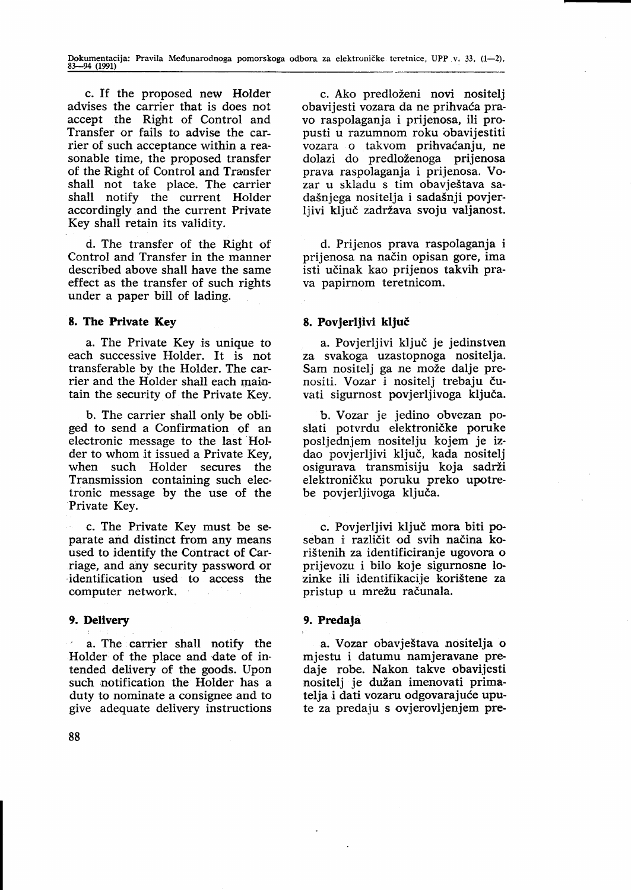c. If the proposed new Holder advises the carrier that is does not accept the Right of Control and Transfer or fails to advise the carrier of such acceptance within a reasonable time, the proposed transfer of the Right of Control and Transfer shall not take place. The carrier shall notify the current Holder accordingly and the current Private Key shall retain its validity.

d. The transfer of the Right of Control and Transfer in the manner described above shall have the same effect as the transfer of such rights under a paper bill of lading.

**8. The Private Key**

a. The Private Key is unique to each successive Holder. It is not transferable by the Holder. The carrier and the Holder shall each maintain the security of the Private Key.

b. The carrier shall only be obliged to send a Confirmation of an electronic message to the last Holder to whom it issued a Private Key, when such Holder secures the Transmission containing such electronic message by the use of the Private Key.

c. The Private Key must be separate and distinct from any means used to identify the Contract of Carriage, and any security password or identification used to access the computer network.

**9. Delivery**

a. The carrier shall notify the Holder of the place and date of intended delivery of the goods. Upon such notification the Holder has a duty to nominate a consignee and to give adequate delivery instructions

c. Ako predloženi novi nositelj obavijesti vozara da ne prihvaća pravo raspolaganja i prijenosa, ili propusti u razumnom roku obavijestiti vozara o takvom prihvaćanju, ne dolazi do predloženoga prijenosa prava raspolaganja i prijenosa. Vozar u skladu s tim obavještava sadašnjega nositelja i sadašnji povjerljivi ključ zadržava svoju valjanost.

d. Prijenos prava raspolaganja i prijenosa na način opisan gore, ima isti učinak kao prijenos takvih prava papirnom teretnicom.

**8. Povjerljivi ključ**

a. Povjerljivi ključ je jedinstven za svakoga uzastopnoga nositelja. Sam nositelj ga ne može dalje prenositi. Vozar i nositelj trebaju čuvati sigurnost povjerljivoga ključa.

b. Vozar je jedino obvezan poslati potvrdu elektroničke poruke posljednjem nositelju kojem je izdao povjerljivi ključ, kada nositelj osigurava transmisiju koja sadrži elektroničku poruku preko upotrebe povjerljivoga ključa.

c. Povjerljivi ključ mora biti poseban i različit od svih načina korištenih za identificiranje ugovora o prijevozu i bilo koje sigurnosne lozinke ili identifikacije korištene za pristup u mrežu računala.

**9. Predaja**

a. Vozar obavještava nositelja o mjestu i datumu namjeravane predaje robe. Nakon takve obavijesti nositelj je dužan imenovati primatelja i dati vozaru odgovarajuće upute za predaju s ovjerovljenjem pre-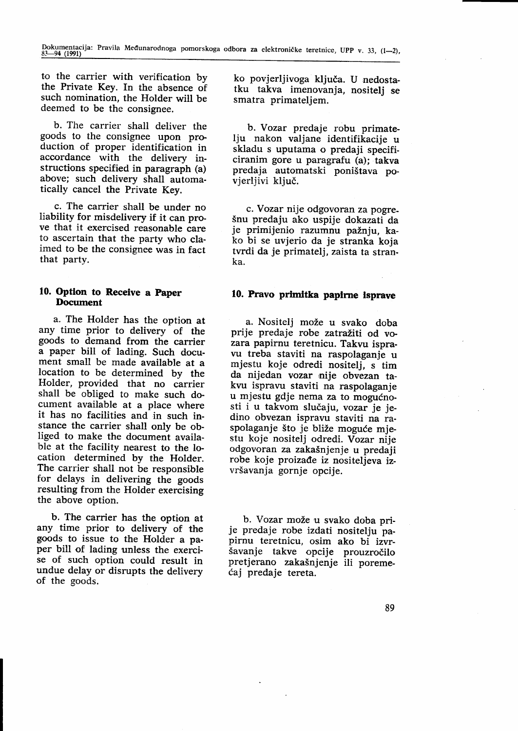to the carrier with verification by the Private Key. In the absence of such nomination, the Holder will be deemed to be the consignee.

b. The carrier shall deliver the goods to the consignee upon production of proper identification in accordance with the delivery instructions specified in paragraph (a) above; such delivery shall automatically cancel the Private Key.

c. The carrier shall be under no liability for misdelivery if it can prove that it exercised reasonable care to ascertain that the party who claimed to be the consignee was in fact that party.

### 10. Option to Receive a Paper Document

a. The Holder has the option at any time prior to delivery of the goods to demand from the carrier a paper bill of lading. Such document small be made available at a location to be determined by the Holder, provided that no carrier shall be obliged to make such document available at a place where it has no facilities and in such instance the carrier shall only be obliged to make the document available at the facility nearest to the location determined by the Holder. The carrier shall not be responsible for delays in delivering the goods resulting from the Holder exercising the above option.

b. The carrier has the option at any time prior to delivery of the goods to issue to the Holder a paper bill of lading unless the exercise of such option could result in undue delay or disrupts the delivery of the goods.

ko povjerljivoga ključa. U nedostatku takva imenovanja, nositelj se smatra primateljem.

b. Vozar predaje robu primatelju nakon valjane identifikacije u skladu s uputama o predaji specificiranim gore u paragrafu (a); takva predaja automatski poništava povjerljivi ključ.

c. Vozar nije odgovoran za pogrešnu predaju ako uspije dokazati da je primijenio razumnu pažnju, kako bi se uvjerio da je stranka koja tvrdi da je primatelj, zaista ta stranka.

### 10. Pravo primitka papirne isprave

a. Nositelj može u svako doba prije predaje robe zatražiti od vozara papirnu teretnicu. Takvu ispravu treba staviti na raspolaganje u mjestu koje odredi nositelj, s tim da nijedan vozar nije obvezan takvu ispravu staviti na raspolaganje u mjestu gdje nema za to mogućnosti i u takvom slučaju, vozar je jedino obvezan ispravu staviti na raspolaganje što je bliže moguće mjestu koje nositelj odredi. Vozar nije odgovoran za zakašnjenje u predaji robe koje proizađe iz nositeljeva izvršavanja gornje opcije.

b. Vozar može u svako doba prije predaje robe izdati nositelju papirnu teretnicu, osim ako bi izvršavanje takve opcije prouzročilo pretjerano zakašnjenje ili poremećaj predaje tereta.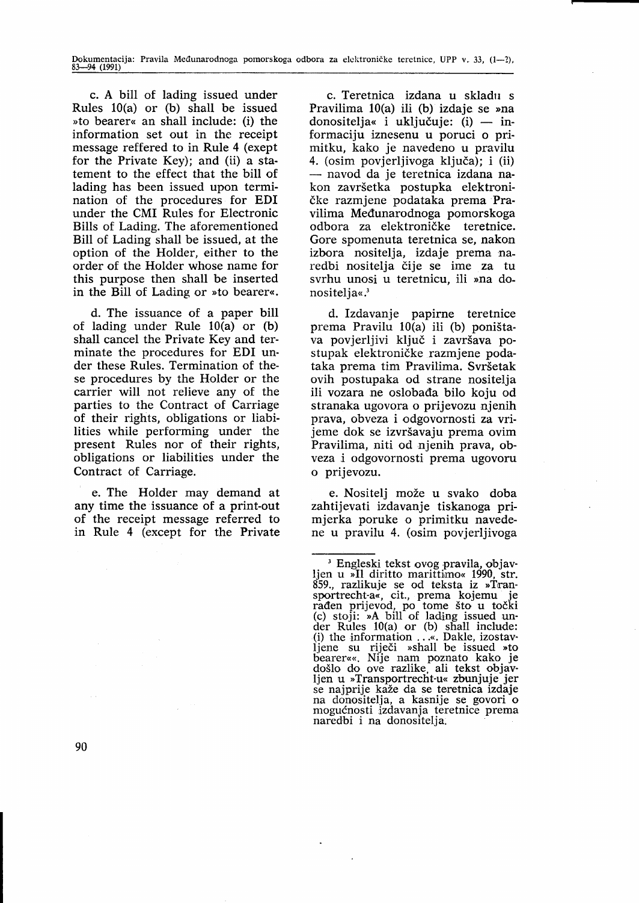c. A bill of lading issued under Rules 10(a) or (b) shall be issued »to bearer« an shall include: (i) the information set out in the receipt message reffered to in Rule 4 (exept for the Private Key); and (ii) a statement to the effect that the bill of lading has been issued upon termination of the procedures for EDI under the CMI Rules for Electronic Bills of Lading. The aforementioned Bill of Lading shall be issued, at the option of the Holder, either to the order of the Holder whose name for this purpose then shall be inserted in the Bill of Lading or »to bearer«.

d. The issuance of a paper bill of lading under Rule 10(a) or (b) shall cancel the Private Key and terminate the procedures for EDI under these Rules. Termination of these procedures by the Holder or the carrier will not relieve any of the parties to the Contract of Carriage of their rights, obligations or liabilities while performing under the present Rules nor of their rights, obligations or liabilities under the Contract of Carriage.

e. The Holder may demand at any time the issuance of a print-out of the receipt message referred to in Rule 4 (except for the Private

c. Teretnica izdana u skladu s Pravilima 10(a) ili (b) izdaje se »na donositelja« i uključuje: (i) — informaciju iznesenu u poruci o primitku, kako je navedeno u pravilu 4. (osim povjerljivoga ključa); i (ii) — navod da je teretnica izdana nakon završetka postupka elektroničke razmjene podataka prema Pravilima Međunarodnoga pomorskoga odbora za elektroničke teretnice. Gore spomenuta teretnica se, nakon izbora nositelja, izdaje prema naredbi nositelja čije se ime za tu svrhu unosi u teretnicu, ili »na donositelja«.[3]

d. Izdavanje papirne teretnice prema Pravilu 10(a) ili (b) poništava povjerljivi ključ i završava postupak elektroničke razmjene podataka prema tim Pravilima. Svršetak ovih postupaka od strane nositelja ili vozara ne oslobađa bilo koju od stranaka ugovora o prijevozu njenih prava, obveza i odgovornosti za vrijeme dok se izvršavaju prema ovim Pravilima, niti od njenih prava, obveza i odgovornosti prema ugovoru o prijevozu.

e. Nositelj može u svako doba zahtijevati izdavanje tiskanoga primjerka poruke o primitku navedene u pravilu 4. (osim povjerljivoga

[3] Engleski tekst ovog pravila, objavljen u »Il diritto marittimo« 1990, str. 859., razlikuje se od teksta iz »Transportrecht-a«, cit., prema kojemu je rađen prijevod, po tome što u točki (c) stoji: »A bill of lading issued under Rules 10(a) or (b) shall include: (i) the information ...«. Dakle, izostavljene su riječi »shall be issued »to bearer««. Nije nam poznato kako je došlo do ove razlike, ali tekst objavljen u »Transportrecht-u« zbunjuje jer se najprije kaže da se teretnica izdaje na donositelja, a kasnije se govori o mogućnosti izdavanja teretnice prema naredbi i na donositelja.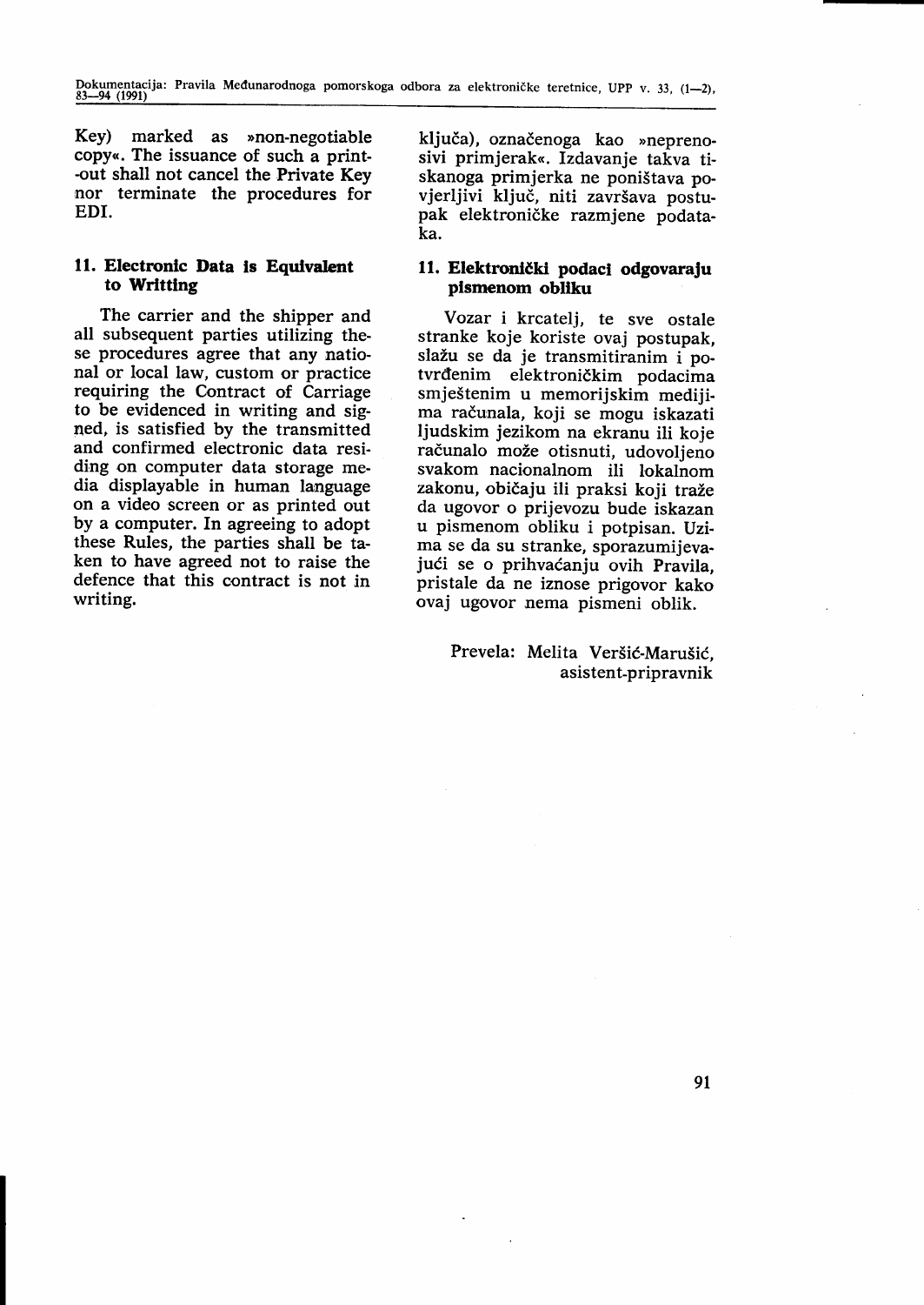Key) marked as »non-negotiable copy«. The issuance of such a print-out shall not cancel the Private Key nor terminate the procedures for EDI.

## 11. Electronic Data is Equivalent to Writting

The carrier and the shipper and all subsequent parties utilizing these procedures agree that any national or local law, custom or practice requiring the Contract of Carriage to be evidenced in writing and signed, is satisfied by the transmitted and confirmed electronic data residing on computer data storage media displayable in human language on a video screen or as printed out by a computer. In agreeing to adopt these Rules, the parties shall be taken to have agreed not to raise the defence that this contract is not in writing.

ključa), označenoga kao »neprenosivi primjerak«. Izdavanje takva tiskanoga primjerka ne poništava povjerljivi ključ, niti završava postupak elektroničke razmjene podataka.

## 11. Elektronički podaci odgovaraju pismenom obliku

Vozar i krcatelj, te sve ostale stranke koje koriste ovaj postupak, slažu se da je transmitiranim i potvrđenim elektroničkim podacima smještenim u memorijskim medijima računala, koji se mogu iskazati ljudskim jezikom na ekranu ili koje računalo može otisnuti, udovoljeno svakom nacionalnom ili lokalnom zakonu, običaju ili praksi koji traže da ugovor o prijevozu bude iskazan u pismenom obliku i potpisan. Uzima se da su stranke, sporazumijevajući se o prihvaćanju ovih Pravila, pristale da ne iznose prigovor kako ovaj ugovor nema pismeni oblik.

Prevela: Melita Veršić-Marušić,
asistent-pripravnik